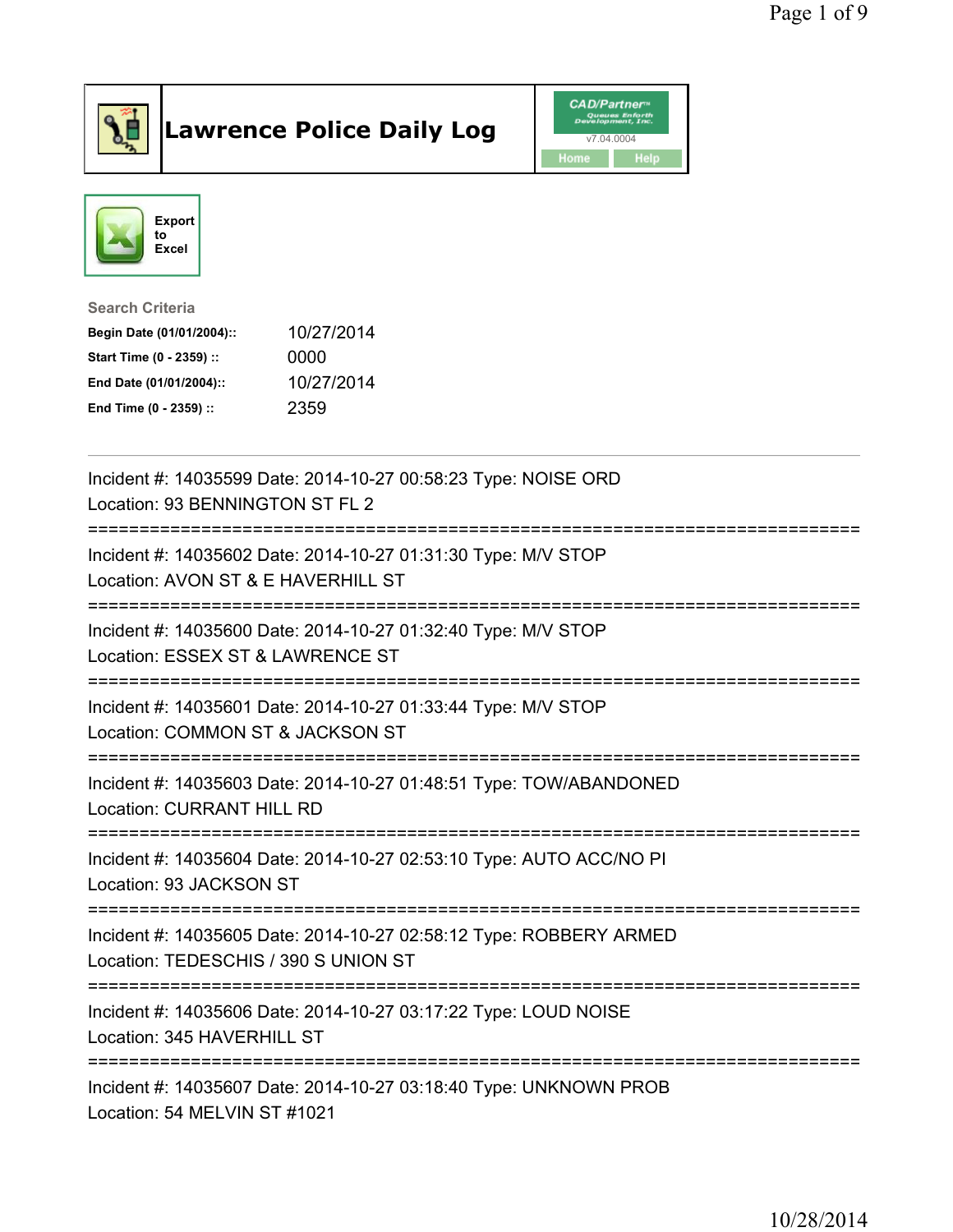# Lawrence Police Daily Log

CAD/Partner v7.04.0004

Home | Help

Export to Excel

**Search Criteria**

| | |
|---|---|
| **Begin Date (01/01/2004)::** | 10/27/2014 |
| **Start Time (0 - 2359) ::** | 0000 |
| **End Date (01/01/2004)::** | 10/27/2014 |
| **End Time (0 - 2359) ::** | 2359 |

---

Incident #: 14035599 Date: 2014-10-27 00:58:23 Type: NOISE ORD
Location: 93 BENNINGTON ST FL 2

===========================================================================

Incident #: 14035602 Date: 2014-10-27 01:31:30 Type: M/V STOP
Location: AVON ST & E HAVERHILL ST

===========================================================================

Incident #: 14035600 Date: 2014-10-27 01:32:40 Type: M/V STOP
Location: ESSEX ST & LAWRENCE ST

===========================================================================

Incident #: 14035601 Date: 2014-10-27 01:33:44 Type: M/V STOP
Location: COMMON ST & JACKSON ST

===========================================================================

Incident #: 14035603 Date: 2014-10-27 01:48:51 Type: TOW/ABANDONED
Location: CURRANT HILL RD

===========================================================================

Incident #: 14035604 Date: 2014-10-27 02:53:10 Type: AUTO ACC/NO PI
Location: 93 JACKSON ST

===========================================================================

Incident #: 14035605 Date: 2014-10-27 02:58:12 Type: ROBBERY ARMED
Location: TEDESCHIS / 390 S UNION ST

===========================================================================

Incident #: 14035606 Date: 2014-10-27 03:17:22 Type: LOUD NOISE
Location: 345 HAVERHILL ST

===========================================================================

Incident #: 14035607 Date: 2014-10-27 03:18:40 Type: UNKNOWN PROB
Location: 54 MELVIN ST #1021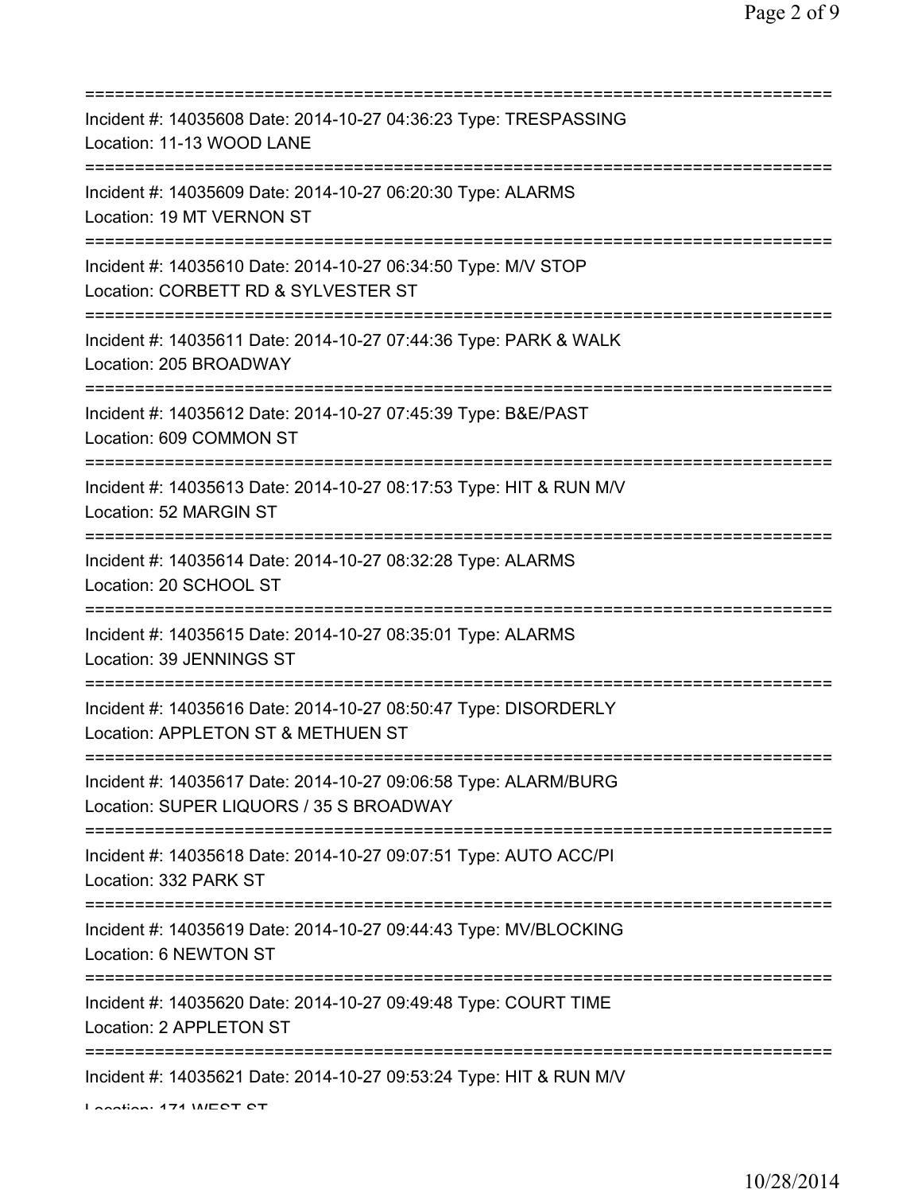===========================================================================

Incident #: 14035608 Date: 2014-10-27 04:36:23 Type: TRESPASSING
Location: 11-13 WOOD LANE

===========================================================================

Incident #: 14035609 Date: 2014-10-27 06:20:30 Type: ALARMS
Location: 19 MT VERNON ST

===========================================================================

Incident #: 14035610 Date: 2014-10-27 06:34:50 Type: M/V STOP
Location: CORBETT RD & SYLVESTER ST

===========================================================================

Incident #: 14035611 Date: 2014-10-27 07:44:36 Type: PARK & WALK
Location: 205 BROADWAY

===========================================================================

Incident #: 14035612 Date: 2014-10-27 07:45:39 Type: B&E/PAST
Location: 609 COMMON ST

===========================================================================

Incident #: 14035613 Date: 2014-10-27 08:17:53 Type: HIT & RUN M/V
Location: 52 MARGIN ST

===========================================================================

Incident #: 14035614 Date: 2014-10-27 08:32:28 Type: ALARMS
Location: 20 SCHOOL ST

===========================================================================

Incident #: 14035615 Date: 2014-10-27 08:35:01 Type: ALARMS
Location: 39 JENNINGS ST

===========================================================================

Incident #: 14035616 Date: 2014-10-27 08:50:47 Type: DISORDERLY
Location: APPLETON ST & METHUEN ST

===========================================================================

Incident #: 14035617 Date: 2014-10-27 09:06:58 Type: ALARM/BURG
Location: SUPER LIQUORS / 35 S BROADWAY

===========================================================================

Incident #: 14035618 Date: 2014-10-27 09:07:51 Type: AUTO ACC/PI
Location: 332 PARK ST

===========================================================================

Incident #: 14035619 Date: 2014-10-27 09:44:43 Type: MV/BLOCKING
Location: 6 NEWTON ST

===========================================================================

Incident #: 14035620 Date: 2014-10-27 09:49:48 Type: COURT TIME
Location: 2 APPLETON ST

===========================================================================

Incident #: 14035621 Date: 2014-10-27 09:53:24 Type: HIT & RUN M/V
Location: 171 WEST ST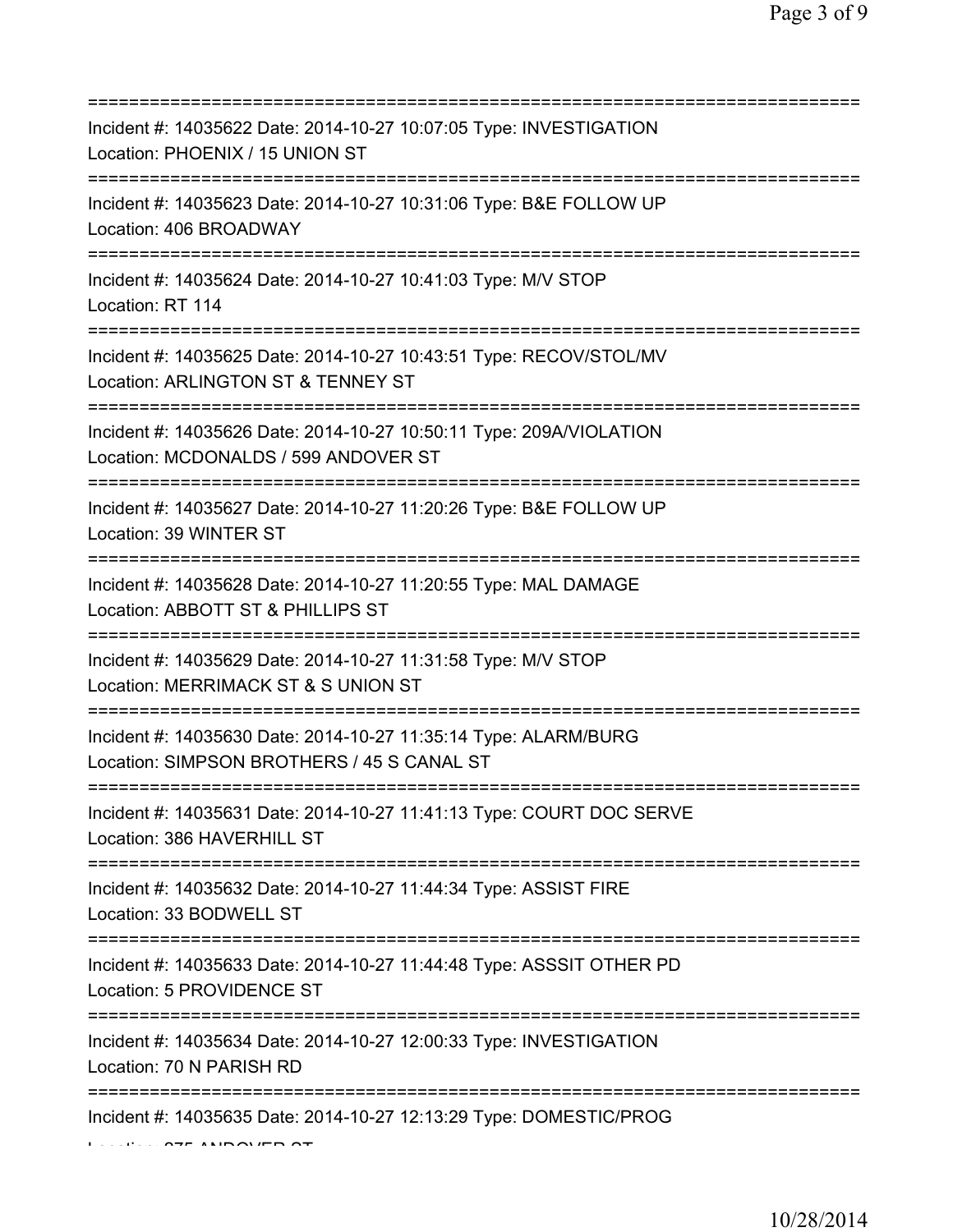===========================================================================
Incident #: 14035622 Date: 2014-10-27 10:07:05 Type: INVESTIGATION
Location: PHOENIX / 15 UNION ST
===========================================================================
Incident #: 14035623 Date: 2014-10-27 10:31:06 Type: B&E FOLLOW UP
Location: 406 BROADWAY
===========================================================================
Incident #: 14035624 Date: 2014-10-27 10:41:03 Type: M/V STOP
Location: RT 114
===========================================================================
Incident #: 14035625 Date: 2014-10-27 10:43:51 Type: RECOV/STOL/MV
Location: ARLINGTON ST & TENNEY ST
===========================================================================
Incident #: 14035626 Date: 2014-10-27 10:50:11 Type: 209A/VIOLATION
Location: MCDONALDS / 599 ANDOVER ST
===========================================================================
Incident #: 14035627 Date: 2014-10-27 11:20:26 Type: B&E FOLLOW UP
Location: 39 WINTER ST
===========================================================================
Incident #: 14035628 Date: 2014-10-27 11:20:55 Type: MAL DAMAGE
Location: ABBOTT ST & PHILLIPS ST
===========================================================================
Incident #: 14035629 Date: 2014-10-27 11:31:58 Type: M/V STOP
Location: MERRIMACK ST & S UNION ST
===========================================================================
Incident #: 14035630 Date: 2014-10-27 11:35:14 Type: ALARM/BURG
Location: SIMPSON BROTHERS / 45 S CANAL ST
===========================================================================
Incident #: 14035631 Date: 2014-10-27 11:41:13 Type: COURT DOC SERVE
Location: 386 HAVERHILL ST
===========================================================================
Incident #: 14035632 Date: 2014-10-27 11:44:34 Type: ASSIST FIRE
Location: 33 BODWELL ST
===========================================================================
Incident #: 14035633 Date: 2014-10-27 11:44:48 Type: ASSSIT OTHER PD
Location: 5 PROVIDENCE ST
===========================================================================
Incident #: 14035634 Date: 2014-10-27 12:00:33 Type: INVESTIGATION
Location: 70 N PARISH RD
===========================================================================
Incident #: 14035635 Date: 2014-10-27 12:13:29 Type: DOMESTIC/PROG
Location: 275 ANDOVER ST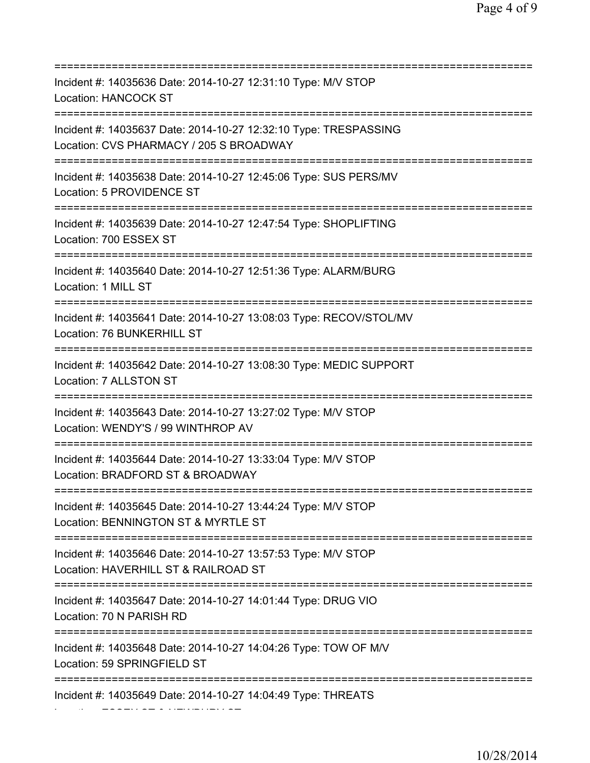===========================================================================

Incident #: 14035636 Date: 2014-10-27 12:31:10 Type: M/V STOP
Location: HANCOCK ST

===========================================================================

Incident #: 14035637 Date: 2014-10-27 12:32:10 Type: TRESPASSING
Location: CVS PHARMACY / 205 S BROADWAY

===========================================================================

Incident #: 14035638 Date: 2014-10-27 12:45:06 Type: SUS PERS/MV
Location: 5 PROVIDENCE ST

===========================================================================

Incident #: 14035639 Date: 2014-10-27 12:47:54 Type: SHOPLIFTING
Location: 700 ESSEX ST

===========================================================================

Incident #: 14035640 Date: 2014-10-27 12:51:36 Type: ALARM/BURG
Location: 1 MILL ST

===========================================================================

Incident #: 14035641 Date: 2014-10-27 13:08:03 Type: RECOV/STOL/MV
Location: 76 BUNKERHILL ST

===========================================================================

Incident #: 14035642 Date: 2014-10-27 13:08:30 Type: MEDIC SUPPORT
Location: 7 ALLSTON ST

===========================================================================

Incident #: 14035643 Date: 2014-10-27 13:27:02 Type: M/V STOP
Location: WENDY'S / 99 WINTHROP AV

===========================================================================

Incident #: 14035644 Date: 2014-10-27 13:33:04 Type: M/V STOP
Location: BRADFORD ST & BROADWAY

===========================================================================

Incident #: 14035645 Date: 2014-10-27 13:44:24 Type: M/V STOP
Location: BENNINGTON ST & MYRTLE ST

===========================================================================

Incident #: 14035646 Date: 2014-10-27 13:57:53 Type: M/V STOP
Location: HAVERHILL ST & RAILROAD ST

===========================================================================

Incident #: 14035647 Date: 2014-10-27 14:01:44 Type: DRUG VIO
Location: 70 N PARISH RD

===========================================================================

Incident #: 14035648 Date: 2014-10-27 14:04:26 Type: TOW OF M/V
Location: 59 SPRINGFIELD ST

===========================================================================

Incident #: 14035649 Date: 2014-10-27 14:04:49 Type: THREATS
Location: ESSEX ST & NEWBURY ST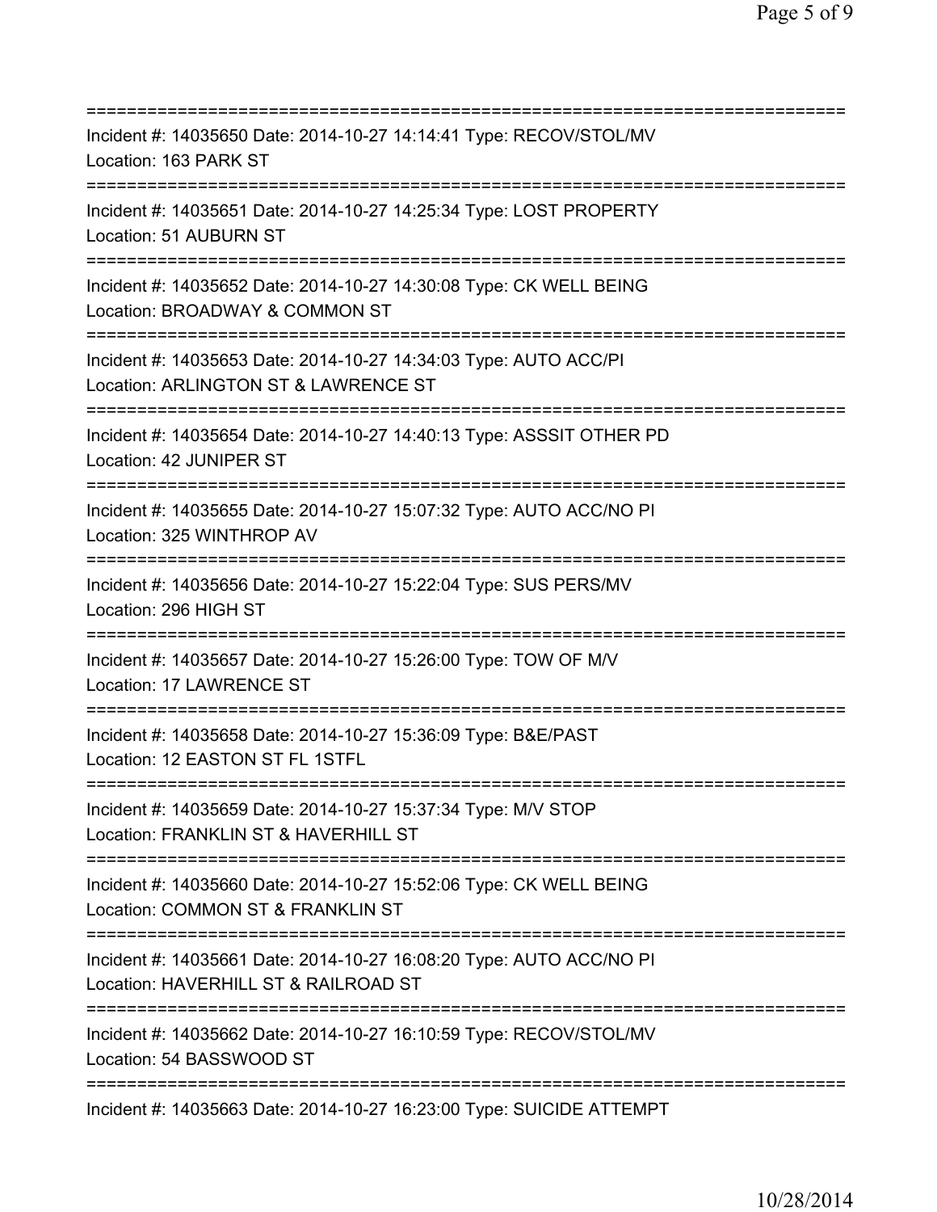==============================================================================
Incident #: 14035650 Date: 2014-10-27 14:14:41 Type: RECOV/STOL/MV
Location: 163 PARK ST
==============================================================================
Incident #: 14035651 Date: 2014-10-27 14:25:34 Type: LOST PROPERTY
Location: 51 AUBURN ST
==============================================================================
Incident #: 14035652 Date: 2014-10-27 14:30:08 Type: CK WELL BEING
Location: BROADWAY & COMMON ST
==============================================================================
Incident #: 14035653 Date: 2014-10-27 14:34:03 Type: AUTO ACC/PI
Location: ARLINGTON ST & LAWRENCE ST
==============================================================================
Incident #: 14035654 Date: 2014-10-27 14:40:13 Type: ASSSIT OTHER PD
Location: 42 JUNIPER ST
==============================================================================
Incident #: 14035655 Date: 2014-10-27 15:07:32 Type: AUTO ACC/NO PI
Location: 325 WINTHROP AV
==============================================================================
Incident #: 14035656 Date: 2014-10-27 15:22:04 Type: SUS PERS/MV
Location: 296 HIGH ST
==============================================================================
Incident #: 14035657 Date: 2014-10-27 15:26:00 Type: TOW OF M/V
Location: 17 LAWRENCE ST
==============================================================================
Incident #: 14035658 Date: 2014-10-27 15:36:09 Type: B&E/PAST
Location: 12 EASTON ST FL 1STFL
==============================================================================
Incident #: 14035659 Date: 2014-10-27 15:37:34 Type: M/V STOP
Location: FRANKLIN ST & HAVERHILL ST
==============================================================================
Incident #: 14035660 Date: 2014-10-27 15:52:06 Type: CK WELL BEING
Location: COMMON ST & FRANKLIN ST
==============================================================================
Incident #: 14035661 Date: 2014-10-27 16:08:20 Type: AUTO ACC/NO PI
Location: HAVERHILL ST & RAILROAD ST
==============================================================================
Incident #: 14035662 Date: 2014-10-27 16:10:59 Type: RECOV/STOL/MV
Location: 54 BASSWOOD ST
==============================================================================
Incident #: 14035663 Date: 2014-10-27 16:23:00 Type: SUICIDE ATTEMPT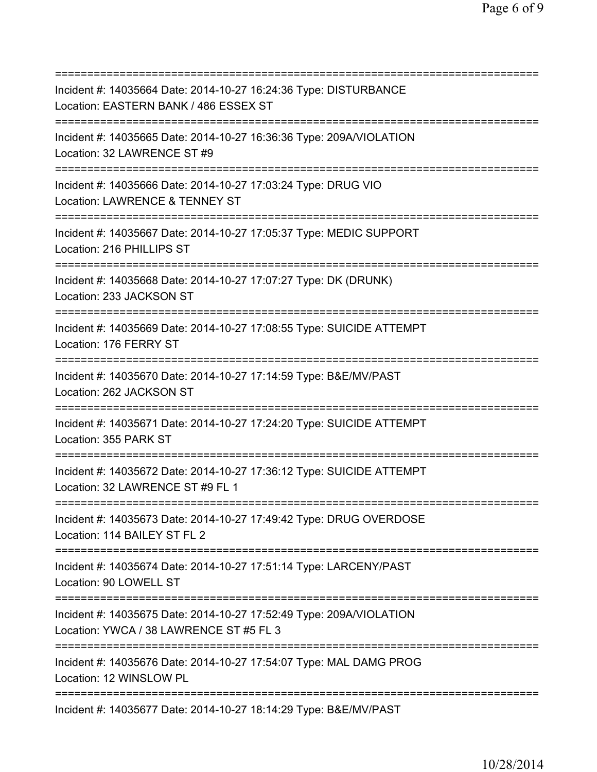===========================================================================

Incident #: 14035664 Date: 2014-10-27 16:24:36 Type: DISTURBANCE
Location: EASTERN BANK / 486 ESSEX ST

===========================================================================

Incident #: 14035665 Date: 2014-10-27 16:36:36 Type: 209A/VIOLATION
Location: 32 LAWRENCE ST #9

===========================================================================

Incident #: 14035666 Date: 2014-10-27 17:03:24 Type: DRUG VIO
Location: LAWRENCE & TENNEY ST

===========================================================================

Incident #: 14035667 Date: 2014-10-27 17:05:37 Type: MEDIC SUPPORT
Location: 216 PHILLIPS ST

===========================================================================

Incident #: 14035668 Date: 2014-10-27 17:07:27 Type: DK (DRUNK)
Location: 233 JACKSON ST

===========================================================================

Incident #: 14035669 Date: 2014-10-27 17:08:55 Type: SUICIDE ATTEMPT
Location: 176 FERRY ST

===========================================================================

Incident #: 14035670 Date: 2014-10-27 17:14:59 Type: B&E/MV/PAST
Location: 262 JACKSON ST

===========================================================================

Incident #: 14035671 Date: 2014-10-27 17:24:20 Type: SUICIDE ATTEMPT
Location: 355 PARK ST

===========================================================================

Incident #: 14035672 Date: 2014-10-27 17:36:12 Type: SUICIDE ATTEMPT
Location: 32 LAWRENCE ST #9 FL 1

===========================================================================

Incident #: 14035673 Date: 2014-10-27 17:49:42 Type: DRUG OVERDOSE
Location: 114 BAILEY ST FL 2

===========================================================================

Incident #: 14035674 Date: 2014-10-27 17:51:14 Type: LARCENY/PAST
Location: 90 LOWELL ST

===========================================================================

Incident #: 14035675 Date: 2014-10-27 17:52:49 Type: 209A/VIOLATION
Location: YWCA / 38 LAWRENCE ST #5 FL 3

===========================================================================

Incident #: 14035676 Date: 2014-10-27 17:54:07 Type: MAL DAMG PROG
Location: 12 WINSLOW PL

===========================================================================

Incident #: 14035677 Date: 2014-10-27 18:14:29 Type: B&E/MV/PAST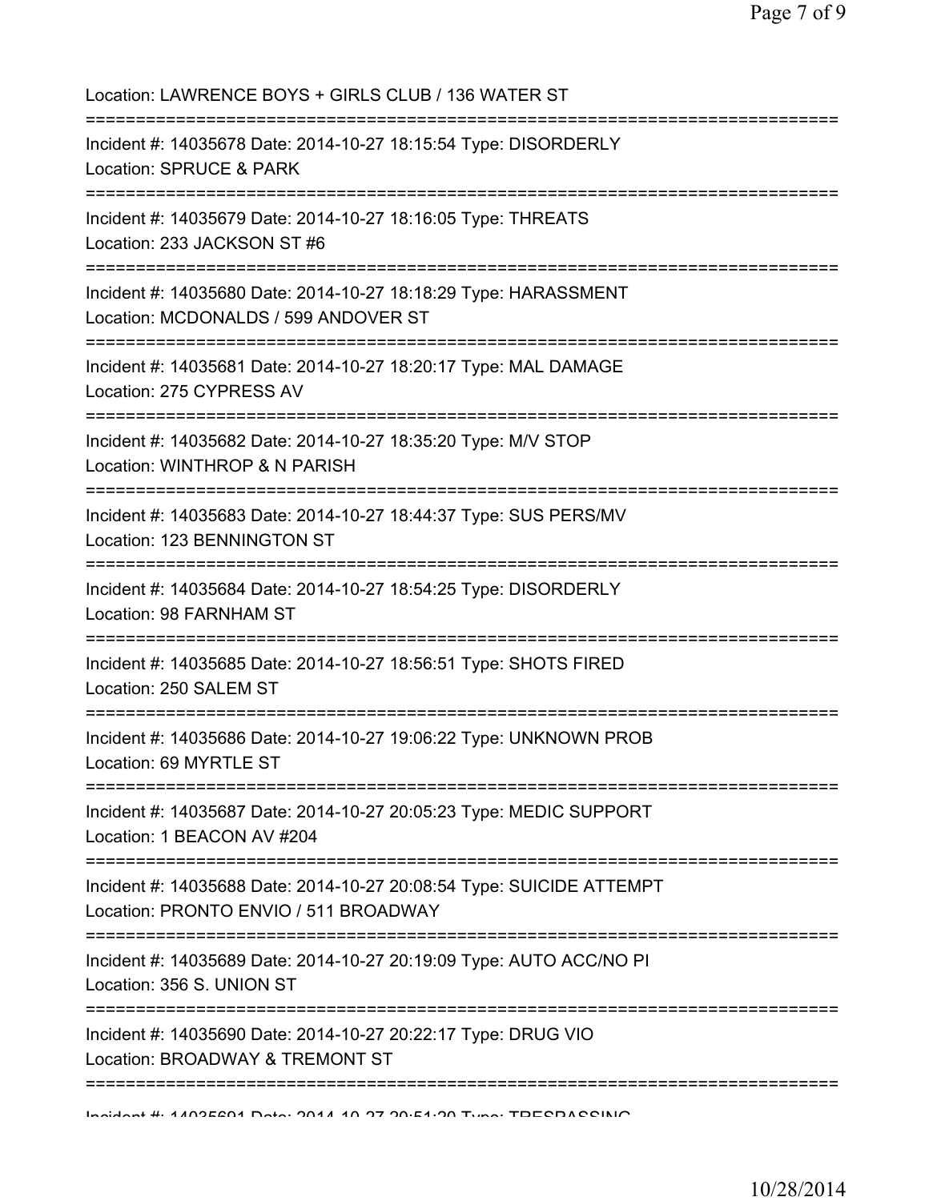Location: LAWRENCE BOYS + GIRLS CLUB / 136 WATER ST

===========================================================================

Incident #: 14035678 Date: 2014-10-27 18:15:54 Type: DISORDERLY
Location: SPRUCE & PARK

===========================================================================

Incident #: 14035679 Date: 2014-10-27 18:16:05 Type: THREATS
Location: 233 JACKSON ST #6

===========================================================================

Incident #: 14035680 Date: 2014-10-27 18:18:29 Type: HARASSMENT
Location: MCDONALDS / 599 ANDOVER ST

===========================================================================

Incident #: 14035681 Date: 2014-10-27 18:20:17 Type: MAL DAMAGE
Location: 275 CYPRESS AV

===========================================================================

Incident #: 14035682 Date: 2014-10-27 18:35:20 Type: M/V STOP
Location: WINTHROP & N PARISH

===========================================================================

Incident #: 14035683 Date: 2014-10-27 18:44:37 Type: SUS PERS/MV
Location: 123 BENNINGTON ST

===========================================================================

Incident #: 14035684 Date: 2014-10-27 18:54:25 Type: DISORDERLY
Location: 98 FARNHAM ST

===========================================================================

Incident #: 14035685 Date: 2014-10-27 18:56:51 Type: SHOTS FIRED
Location: 250 SALEM ST

===========================================================================

Incident #: 14035686 Date: 2014-10-27 19:06:22 Type: UNKNOWN PROB
Location: 69 MYRTLE ST

===========================================================================

Incident #: 14035687 Date: 2014-10-27 20:05:23 Type: MEDIC SUPPORT
Location: 1 BEACON AV #204

===========================================================================

Incident #: 14035688 Date: 2014-10-27 20:08:54 Type: SUICIDE ATTEMPT
Location: PRONTO ENVIO / 511 BROADWAY

===========================================================================

Incident #: 14035689 Date: 2014-10-27 20:19:09 Type: AUTO ACC/NO PI
Location: 356 S. UNION ST

===========================================================================

Incident #: 14035690 Date: 2014-10-27 20:22:17 Type: DRUG VIO
Location: BROADWAY & TREMONT ST

===========================================================================

Incident #: 14035691 Date: 2014-10-27 20:51:20 Type: TRESPASSING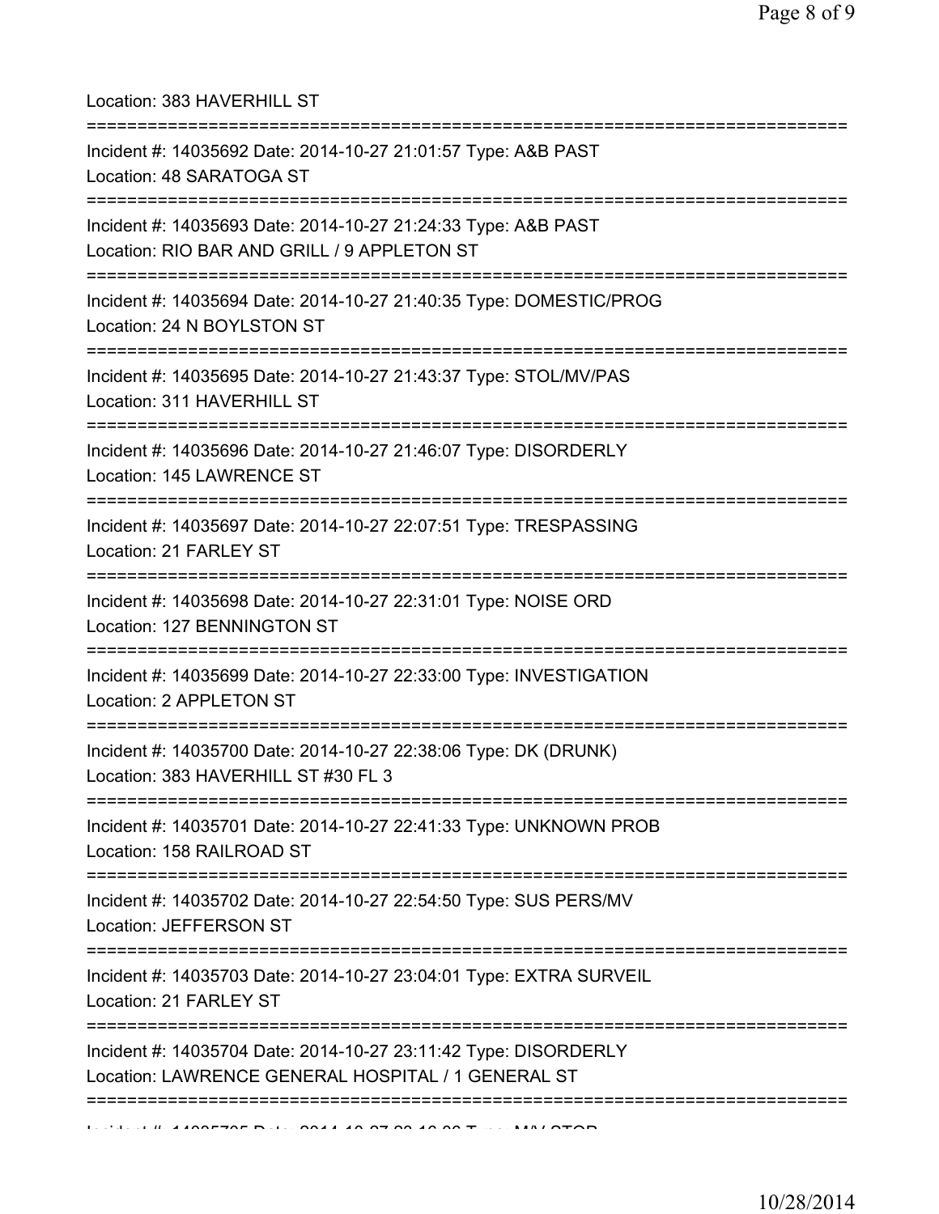Location: 383 HAVERHILL ST

===========================================================================

Incident #: 14035692 Date: 2014-10-27 21:01:57 Type: A&B PAST
Location: 48 SARATOGA ST

===========================================================================

Incident #: 14035693 Date: 2014-10-27 21:24:33 Type: A&B PAST
Location: RIO BAR AND GRILL / 9 APPLETON ST

===========================================================================

Incident #: 14035694 Date: 2014-10-27 21:40:35 Type: DOMESTIC/PROG
Location: 24 N BOYLSTON ST

===========================================================================

Incident #: 14035695 Date: 2014-10-27 21:43:37 Type: STOL/MV/PAS
Location: 311 HAVERHILL ST

===========================================================================

Incident #: 14035696 Date: 2014-10-27 21:46:07 Type: DISORDERLY
Location: 145 LAWRENCE ST

===========================================================================

Incident #: 14035697 Date: 2014-10-27 22:07:51 Type: TRESPASSING
Location: 21 FARLEY ST

===========================================================================

Incident #: 14035698 Date: 2014-10-27 22:31:01 Type: NOISE ORD
Location: 127 BENNINGTON ST

===========================================================================

Incident #: 14035699 Date: 2014-10-27 22:33:00 Type: INVESTIGATION
Location: 2 APPLETON ST

===========================================================================

Incident #: 14035700 Date: 2014-10-27 22:38:06 Type: DK (DRUNK)
Location: 383 HAVERHILL ST #30 FL 3

===========================================================================

Incident #: 14035701 Date: 2014-10-27 22:41:33 Type: UNKNOWN PROB
Location: 158 RAILROAD ST

===========================================================================

Incident #: 14035702 Date: 2014-10-27 22:54:50 Type: SUS PERS/MV
Location: JEFFERSON ST

===========================================================================

Incident #: 14035703 Date: 2014-10-27 23:04:01 Type: EXTRA SURVEIL
Location: 21 FARLEY ST

===========================================================================

Incident #: 14035704 Date: 2014-10-27 23:11:42 Type: DISORDERLY
Location: LAWRENCE GENERAL HOSPITAL / 1 GENERAL ST

===========================================================================

Incident #: 14035705 Date: 2014-10-27 23:16:06 Type: M/V STOP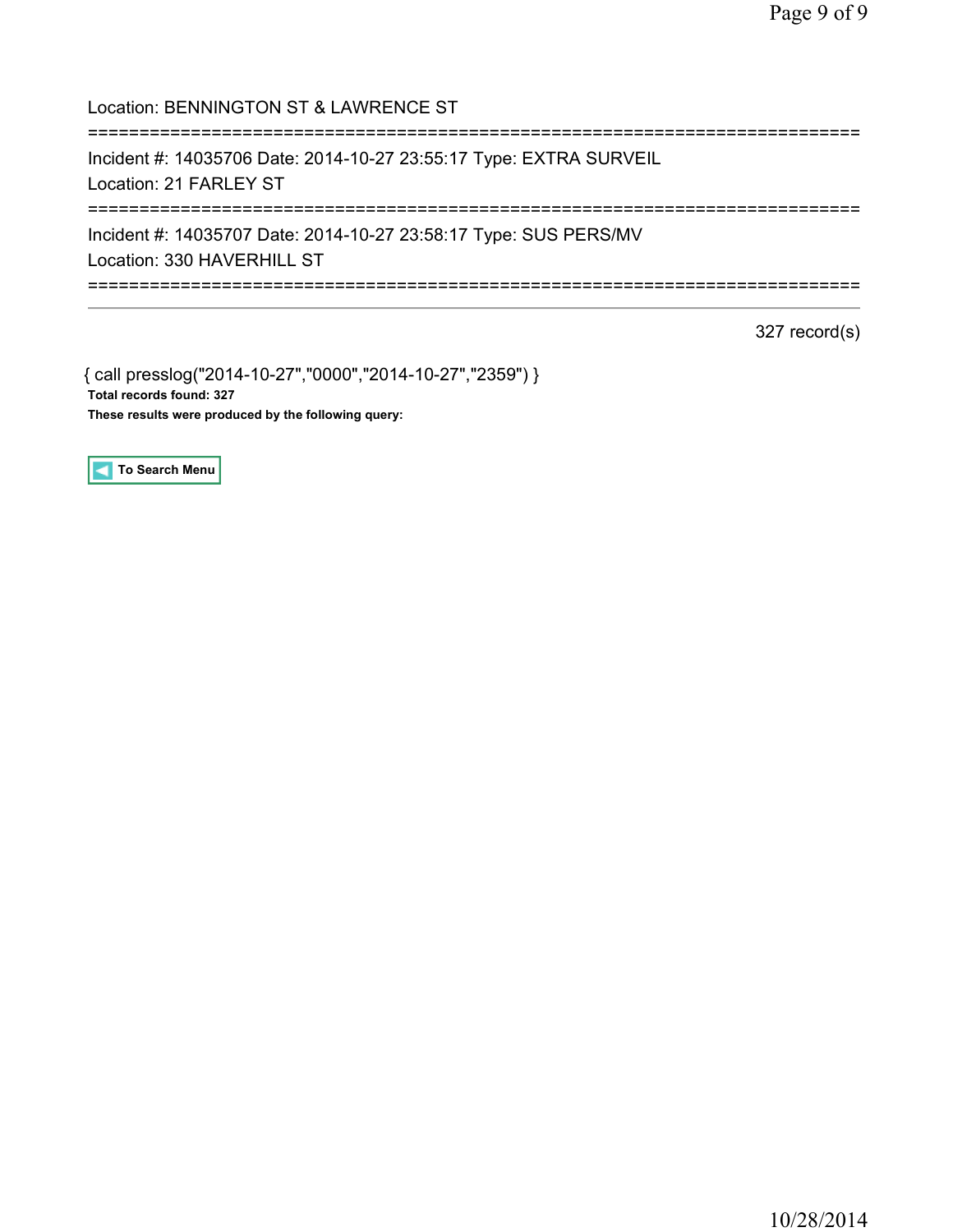Location: BENNINGTON ST & LAWRENCE ST

===========================================================================

Incident #: 14035706 Date: 2014-10-27 23:55:17 Type: EXTRA SURVEIL

Location: 21 FARLEY ST

===========================================================================

Incident #: 14035707 Date: 2014-10-27 23:58:17 Type: SUS PERS/MV

Location: 330 HAVERHILL ST

===========================================================================

327 record(s)

{ call presslog("2014-10-27","0000","2014-10-27","2359") }

**Total records found: 327**

**These results were produced by the following query:**

**To Search Menu**